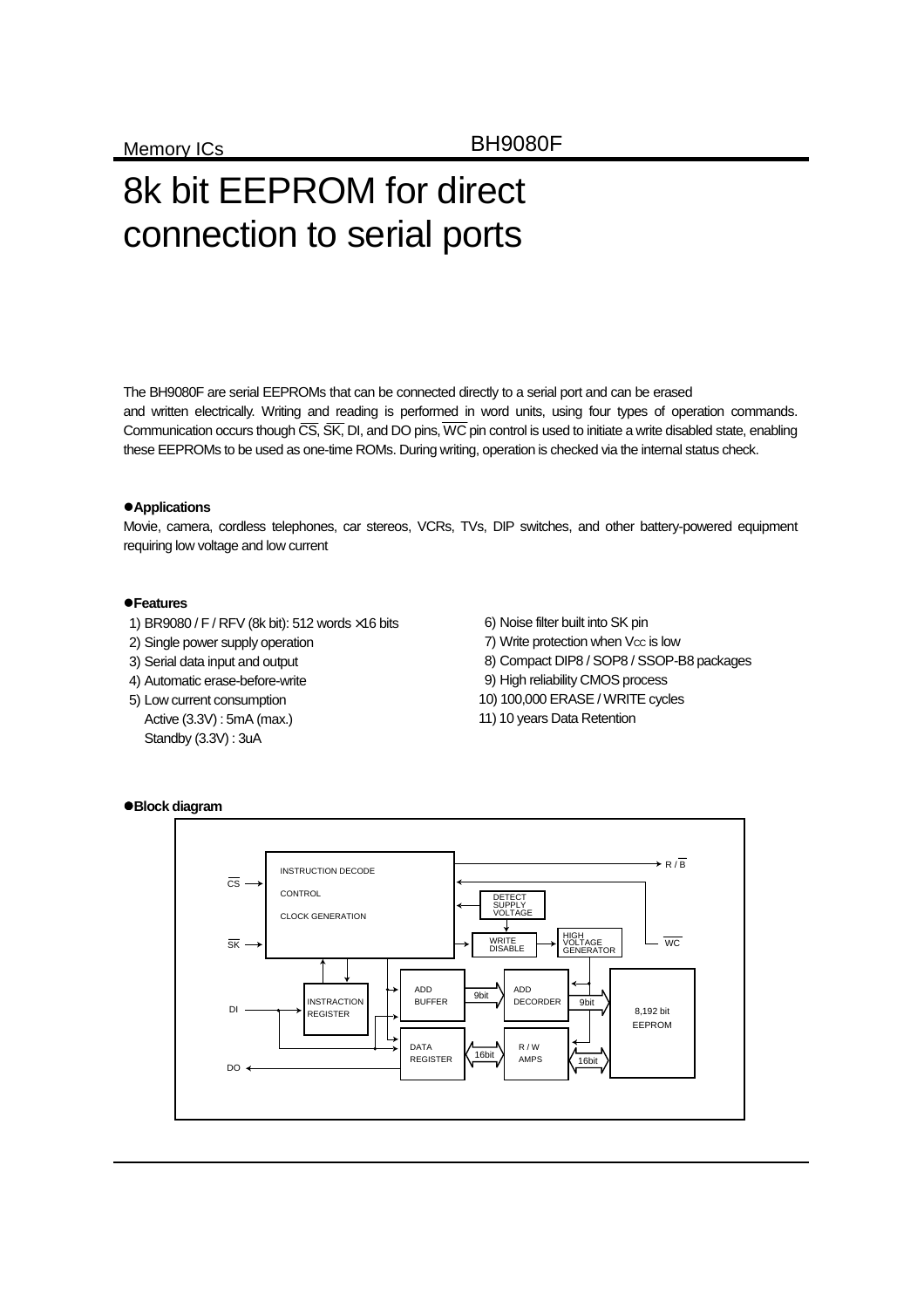Memory ICs

BH9080F

# 8k bit EEPROM for direct connection to serial ports

The BH9080F are serial EEPROMs that can be connected directly to a serial port and can be erased and written electrically. Writing and reading is performed in word units, using four types of operation commands. Communication occurs though $\overline{CS}$, $\overline{SK}$, DI, and DO pins, $\overline{WC}$ pin control is used to initiate a write disabled state, enabling these EEPROMs to be used as one-time ROMs. During writing, operation is checked via the internal status check.

## ●Applications

Movie, camera, cordless telephones, car stereos, VCRs, TVs, DIP switches, and other battery-powered equipment requiring low voltage and low current

## ●Features

1) BR9080 / F / RFV (8k bit): 512 words ×16 bits
2) Single power supply operation
3) Serial data input and output
4) Automatic erase-before-write
5) Low current consumption
   Active (3.3V) : 5mA (max.)
   Standby (3.3V) : 3uA
6) Noise filter built into SK pin
7) Write protection when $V_{CC}$ is low
8) Compact DIP8 / SOP8 / SSOP-B8 packages
9) High reliability CMOS process
10) 100,000 ERASE / WRITE cycles
11) 10 years Data Retention

## ●Block diagram

INSTRUCTION DECODE
CONTROL
CLOCK GENERATION
$\overline{CS}$
$\overline{SK}$
DI
DO
R / $\overline{B}$
$\overline{WC}$
DETECT SUPPLY VOLTAGE
WRITE DISABLE
HIGH VOLTAGE GENERATOR
INSTRACTION REGISTER
ADD BUFFER
ADD DECORDER
9bit
9bit
8,192 bit EEPROM
DATA REGISTER
R / W AMPS
16bit
16bit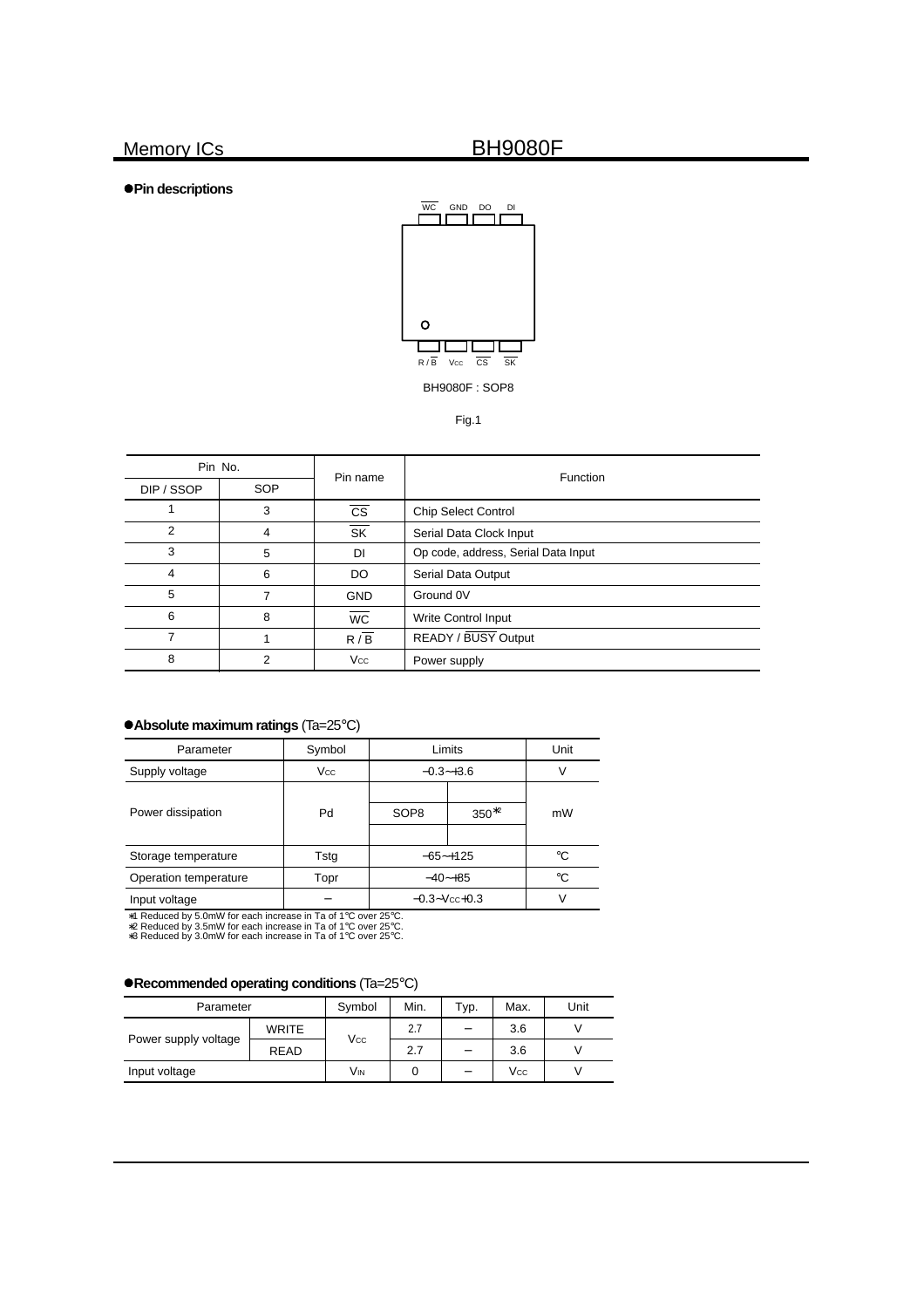## ●Pin descriptions

WC GND DO DI

R / B Vcc CS SK

BH9080F : SOP8

Fig.1

| Pin No. | | Pin name | Function |
|---|---|---|---|
| DIP / SSOP | SOP | | |
| 1 | 3 | CS | Chip Select Control |
| 2 | 4 | SK | Serial Data Clock Input |
| 3 | 5 | DI | Op code, address, Serial Data Input |
| 4 | 6 | DO | Serial Data Output |
| 5 | 7 | GND | Ground 0V |
| 6 | 8 | WC | Write Control Input |
| 7 | 1 | R / B | READY / BUSY Output |
| 8 | 2 | $V_{CC}$ | Power supply |

## ●Absolute maximum ratings (Ta=25°C)

| Parameter | Symbol | Limits | | Unit |
|---|---|---|---|---|
| Supply voltage | $V_{CC}$ | −0.3~+3.6 | | V |
| Power dissipation | Pd | SOP8 | 350*2 | mW |
| Storage temperature | Tstg | −65~+125 | | °C |
| Operation temperature | Topr | −40~+85 | | °C |
| Input voltage | − | −0.3~$V_{CC}$+0.3 | | V |

*1 Reduced by 5.0mW for each increase in Ta of 1°C over 25°C.
*2 Reduced by 3.5mW for each increase in Ta of 1°C over 25°C.
*3 Reduced by 3.0mW for each increase in Ta of 1°C over 25°C.

## ●Recommended operating conditions (Ta=25°C)

| Parameter | | Symbol | Min. | Typ. | Max. | Unit |
|---|---|---|---|---|---|---|
| Power supply voltage | WRITE | $V_{CC}$ | 2.7 | − | 3.6 | V |
| | READ | | 2.7 | − | 3.6 | V |
| Input voltage | | $V_{IN}$ | 0 | − | $V_{CC}$ | V |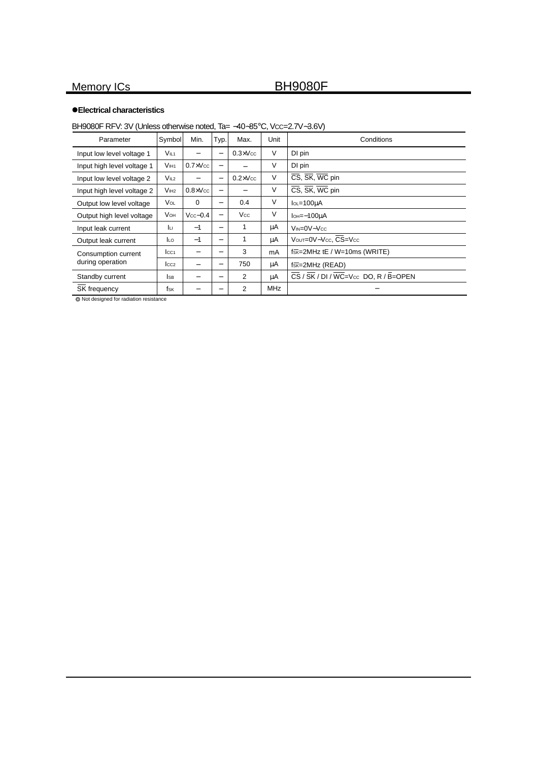## ●Electrical characteristics

BH9080F RFV: 3V (Unless otherwise noted, Ta= −40~85°C, $V_{CC}$=2.7V~3.6V)

| Parameter | Symbol | Min. | Typ. | Max. | Unit | Conditions |
|---|---|---|---|---|---|---|
| Input low level voltage 1 | $V_{IL1}$ | − | − | 0.3×$V_{CC}$ | V | DI pin |
| Input high level voltage 1 | $V_{IH1}$ | 0.7×$V_{CC}$ | − | − | V | DI pin |
| Input low level voltage 2 | $V_{IL2}$ | − | − | 0.2×$V_{CC}$ | V | $\overline{CS}$, $\overline{SK}$, $\overline{WC}$ pin |
| Input high level voltage 2 | $V_{IH2}$ | 0.8×$V_{CC}$ | − | − | V | $\overline{CS}$, $\overline{SK}$, $\overline{WC}$ pin |
| Output low level voltage | $V_{OL}$ | 0 | − | 0.4 | V | $I_{OL}$=100μA |
| Output high level voltage | $V_{OH}$ | $V_{CC}$−0.4 | − | $V_{CC}$ | V | $I_{OH}$=−100μA |
| Input leak current | $I_{LI}$ | −1 | − | 1 | μA | $V_{IN}$=0V~$V_{CC}$ |
| Output leak current | $I_{LO}$ | −1 | − | 1 | μA | $V_{OUT}$=0V~$V_{CC}$, $\overline{CS}$=$V_{CC}$ |
| Consumption current during operation | $I_{CC1}$ | − | − | 3 | mA | $f_{\overline{SK}}$=2MHz tE / W=10ms (WRITE) |
| | $I_{CC2}$ | − | − | 750 | μA | $f_{\overline{SK}}$=2MHz (READ) |
| Standby current | $I_{SB}$ | − | − | 2 | μA | $\overline{CS}$ / $\overline{SK}$ / DI / $\overline{WC}$=$V_{CC}$ DO, R / $\overline{B}$=OPEN |
| $\overline{SK}$ frequency | $f_{SK}$ | − | − | 2 | MHz | − |

◎ Not designed for radiation resistance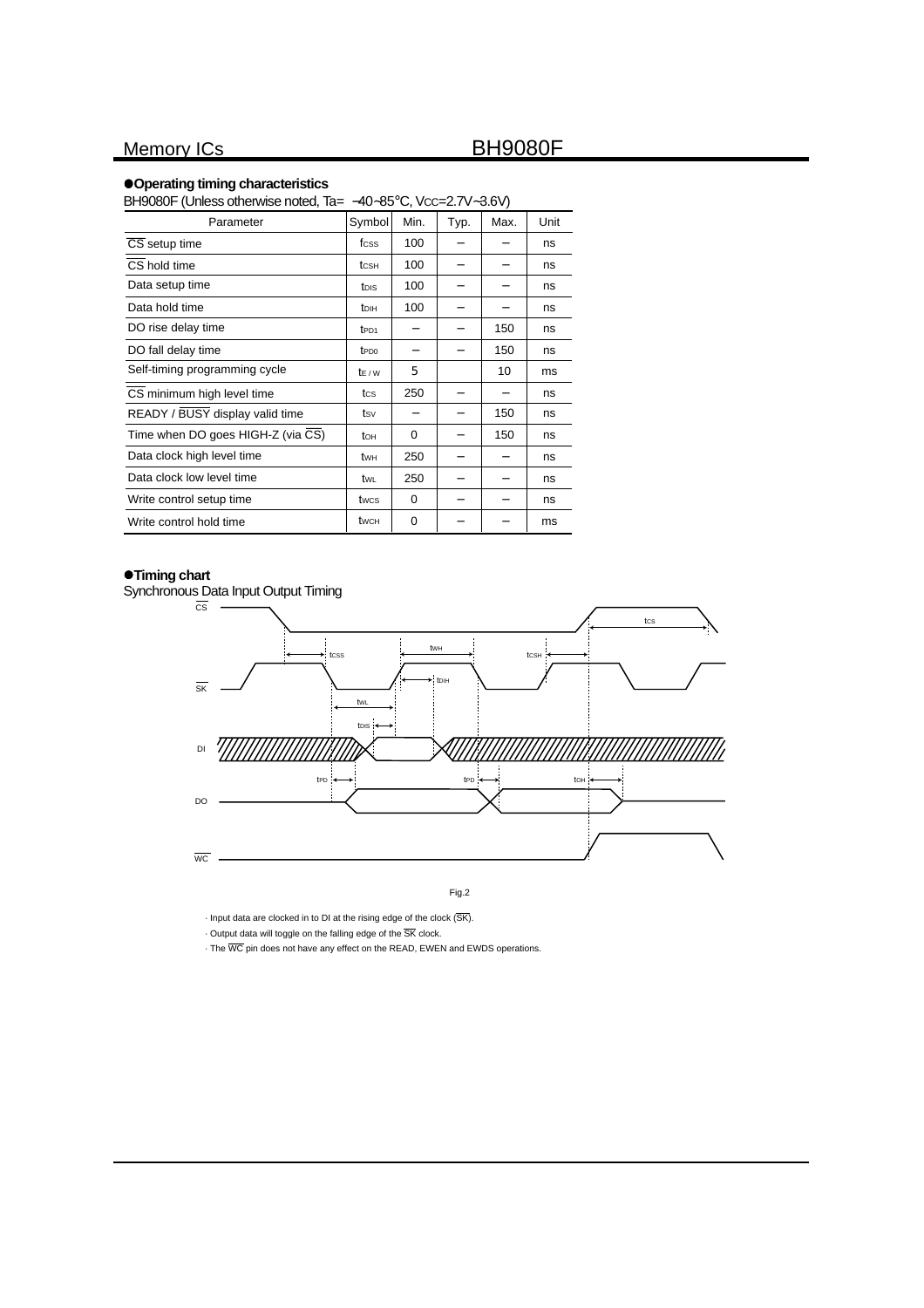## ●Operating timing characteristics

BH9080F (Unless otherwise noted, Ta= −40~85°C, $V_{CC}$=2.7V~3.6V)

| Parameter | Symbol | Min. | Typ. | Max. | Unit |
|---|---|---|---|---|---|
| $\overline{CS}$ setup time | $f_{CSS}$ | 100 | − | − | ns |
| $\overline{CS}$ hold time | $t_{CSH}$ | 100 | − | − | ns |
| Data setup time | $t_{DIS}$ | 100 | − | − | ns |
| Data hold time | $t_{DIH}$ | 100 | − | − | ns |
| DO rise delay time | $t_{PD1}$ | − | − | 150 | ns |
| DO fall delay time | $t_{PD0}$ | − | − | 150 | ns |
| Self-timing programming cycle | $t_{E/W}$ | 5 | | 10 | ms |
| $\overline{CS}$ minimum high level time | $t_{CS}$ | 250 | − | − | ns |
| READY / $\overline{BUSY}$ display valid time | $t_{SV}$ | − | − | 150 | ns |
| Time when DO goes HIGH-Z (via $\overline{CS}$) | $t_{OH}$ | 0 | − | 150 | ns |
| Data clock high level time | $t_{WH}$ | 250 | − | − | ns |
| Data clock low level time | $t_{WL}$ | 250 | − | − | ns |
| Write control setup time | $t_{WCS}$ | 0 | − | − | ns |
| Write control hold time | $t_{WCH}$ | 0 | − | − | ms |

## ●Timing chart

Synchronous Data Input Output Timing

Fig.2

· Input data are clocked in to DI at the rising edge of the clock ($\overline{SK}$).

· Output data will toggle on the falling edge of the $\overline{SK}$ clock.

· The $\overline{WC}$ pin does not have any effect on the READ, EWEN and EWDS operations.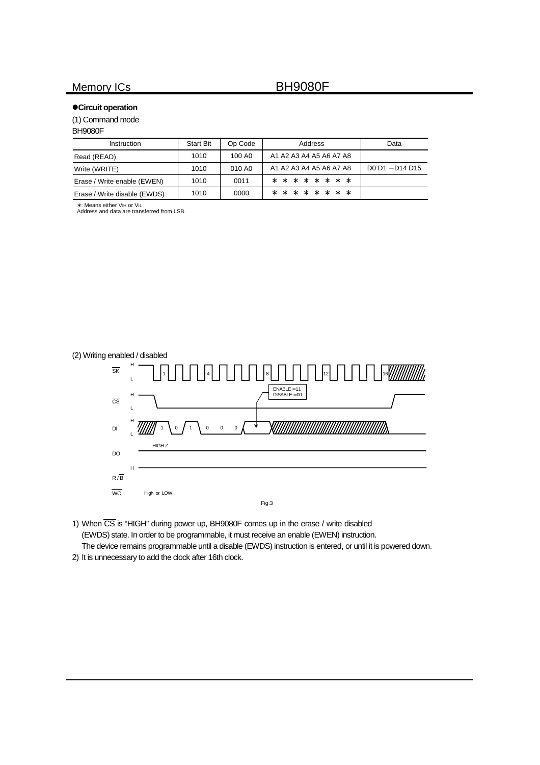## ●Circuit operation

(1) Command mode

BH9080F

| Instruction | Start Bit | Op Code | Address | Data |
|---|---|---|---|---|
| Read (READ) | 1010 | 100 A0 | A1 A2 A3 A4 A5 A6 A7 A8 | |
| Write (WRITE) | 1010 | 010 A0 | A1 A2 A3 A4 A5 A6 A7 A8 | D0 D1 −D14 D15 |
| Erase / Write enable (EWEN) | 1010 | 0011 | ∗ ∗ ∗ ∗ ∗ ∗ ∗ ∗ | |
| Erase / Write disable (EWDS) | 1010 | 0000 | ∗ ∗ ∗ ∗ ∗ ∗ ∗ ∗ | |

∗: Means either $V_{IH}$ or $V_{IL}$
Address and data are transferred from LSB.

(2) Writing enabled / disabled

Fig.3

1) When $\overline{CS}$ is “HIGH” during power up, BH9080F comes up in the erase / write disabled (EWDS) state. In order to be programmable, it must receive an enable (EWEN) instruction. The device remains programmable until a disable (EWDS) instruction is entered, or until it is powered down.
2) It is unnecessary to add the clock after 16th clock.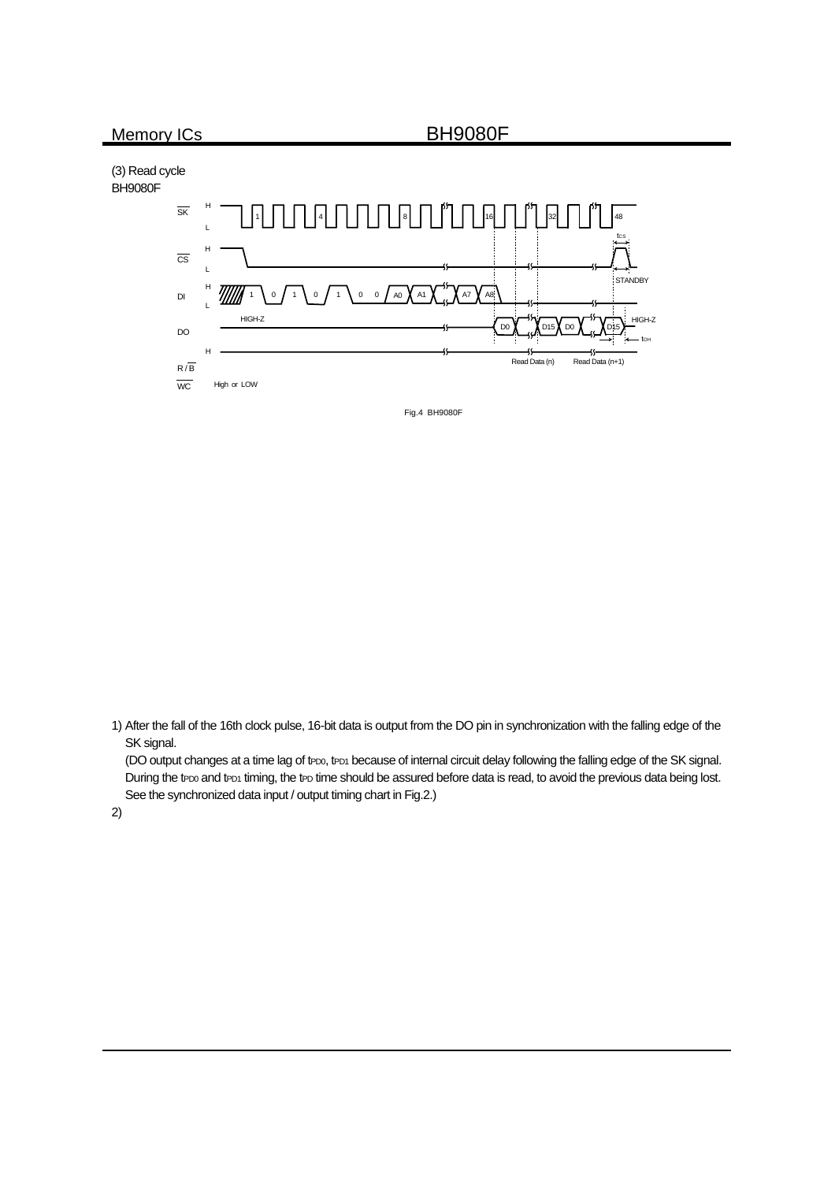(3) Read cycle

BH9080F

Fig.4 BH9080F

1) After the fall of the 16th clock pulse, 16-bit data is output from the DO pin in synchronization with the falling edge of the SK signal.

   (DO output changes at a time lag of $t_{PD0}$, $t_{PD1}$ because of internal circuit delay following the falling edge of the SK signal. During the $t_{PD0}$ and $t_{PD1}$ timing, the $t_{PD}$ time should be assured before data is read, to avoid the previous data being lost. See the synchronized data input / output timing chart in Fig.2.)

2)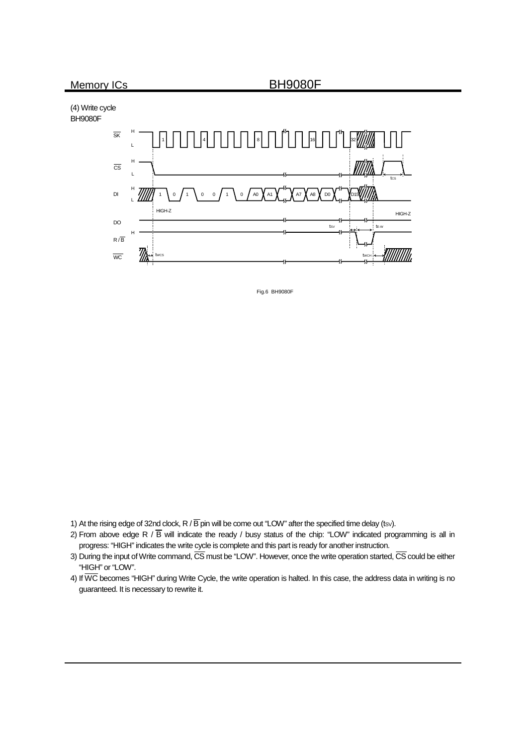(4) Write cycle

BH9080F

Fig.6 BH9080F

1) At the rising edge of 32nd clock, R / $\overline{B}$ pin will be come out “LOW” after the specified time delay ($t_{SV}$).
2) From above edge R / $\overline{B}$ will indicate the ready / busy status of the chip: “LOW” indicated programming is all in progress: “HIGH” indicates the write cycle is complete and this part is ready for another instruction.
3) During the input of Write command, $\overline{CS}$ must be “LOW”. However, once the write operation started, $\overline{CS}$ could be either “HIGH” or “LOW”.
4) If $\overline{WC}$ becomes “HIGH” during Write Cycle, the write operation is halted. In this case, the address data in writing is no guaranteed. It is necessary to rewrite it.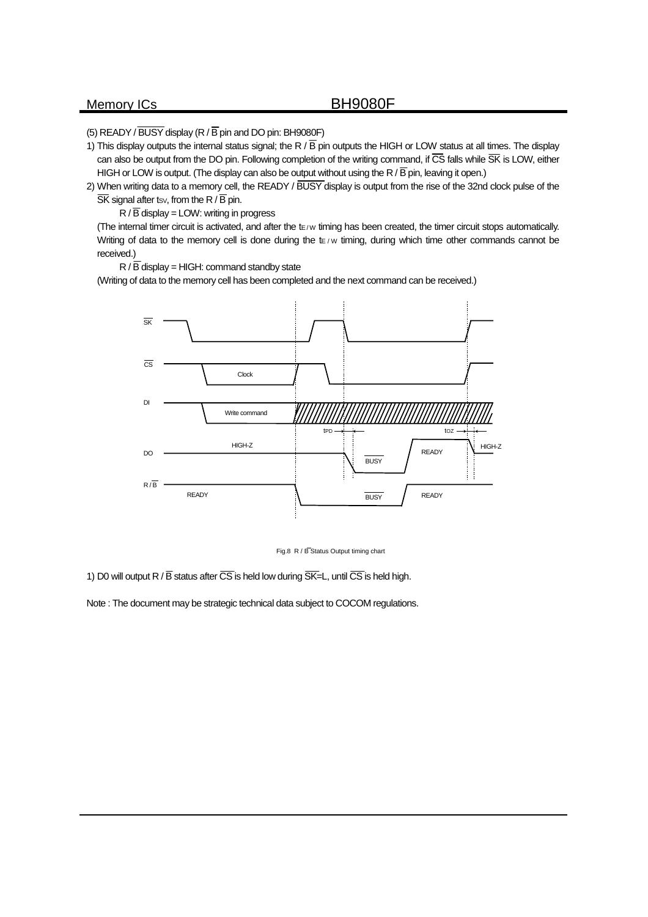(5) READY / $\overline{\text{BUSY}}$ display (R / $\overline{\text{B}}$ pin and DO pin: BH9080F)

1) This display outputs the internal status signal; the R / $\overline{\text{B}}$ pin outputs the HIGH or LOW status at all times. The display can also be output from the DO pin. Following completion of the writing command, if $\overline{\text{CS}}$ falls while $\overline{\text{SK}}$ is LOW, either HIGH or LOW is output. (The display can also be output without using the R / $\overline{\text{B}}$ pin, leaving it open.)
2) When writing data to a memory cell, the READY / $\overline{\text{BUSY}}$ display is output from the rise of the 32nd clock pulse of the $\overline{\text{SK}}$ signal after $t_{SV}$, from the R / $\overline{\text{B}}$ pin.

   R / $\overline{\text{B}}$ display = LOW: writing in progress

   (The internal timer circuit is activated, and after the $t_{E/W}$ timing has been created, the timer circuit stops automatically. Writing of data to the memory cell is done during the $t_{E/W}$ timing, during which time other commands cannot be received.)

   R / $\overline{\text{B}}$ display = HIGH: command standby state

   (Writing of data to the memory cell has been completed and the next command can be received.)

Fig.8 R / $\overline{\text{B}}$ Status Output timing chart

1) D0 will output R / $\overline{\text{B}}$ status after $\overline{\text{CS}}$ is held low during $\overline{\text{SK}}$=L, until $\overline{\text{CS}}$ is held high.

Note : The document may be strategic technical data subject to COCOM regulations.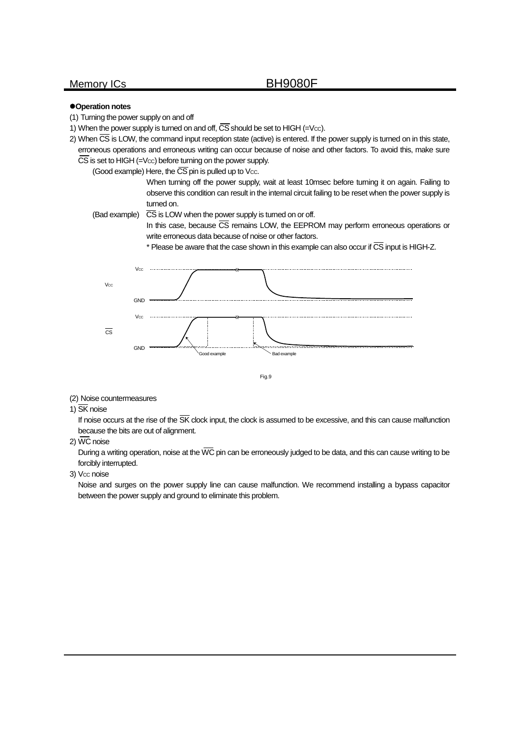●**Operation notes**

(1) Turning the power supply on and off

1) When the power supply is turned on and off, $\overline{CS}$ should be set to HIGH (=$V_{CC}$).

2) When $\overline{CS}$ is LOW, the command input reception state (active) is entered. If the power supply is turned on in this state, erroneous operations and erroneous writing can occur because of noise and other factors. To avoid this, make sure $\overline{CS}$ is set to HIGH (=$V_{CC}$) before turning on the power supply.

(Good example) Here, the $\overline{CS}$ pin is pulled up to $V_{CC}$.

When turning off the power supply, wait at least 10msec before turning it on again. Failing to observe this condition can result in the internal circuit failing to be reset when the power supply is turned on.

(Bad example) $\overline{CS}$ is LOW when the power supply is turned on or off.

In this case, because $\overline{CS}$ remains LOW, the EEPROM may perform erroneous operations or write erroneous data because of noise or other factors.

\* Please be aware that the case shown in this example can also occur if $\overline{CS}$ input is HIGH-Z.

Fig.9

(2) Noise countermeasures

1) $\overline{SK}$ noise

If noise occurs at the rise of the $\overline{SK}$ clock input, the clock is assumed to be excessive, and this can cause malfunction because the bits are out of alignment.

2) $\overline{WC}$ noise

During a writing operation, noise at the $\overline{WC}$ pin can be erroneously judged to be data, and this can cause writing to be forcibly interrupted.

3) $V_{CC}$ noise

Noise and surges on the power supply line can cause malfunction. We recommend installing a bypass capacitor between the power supply and ground to eliminate this problem.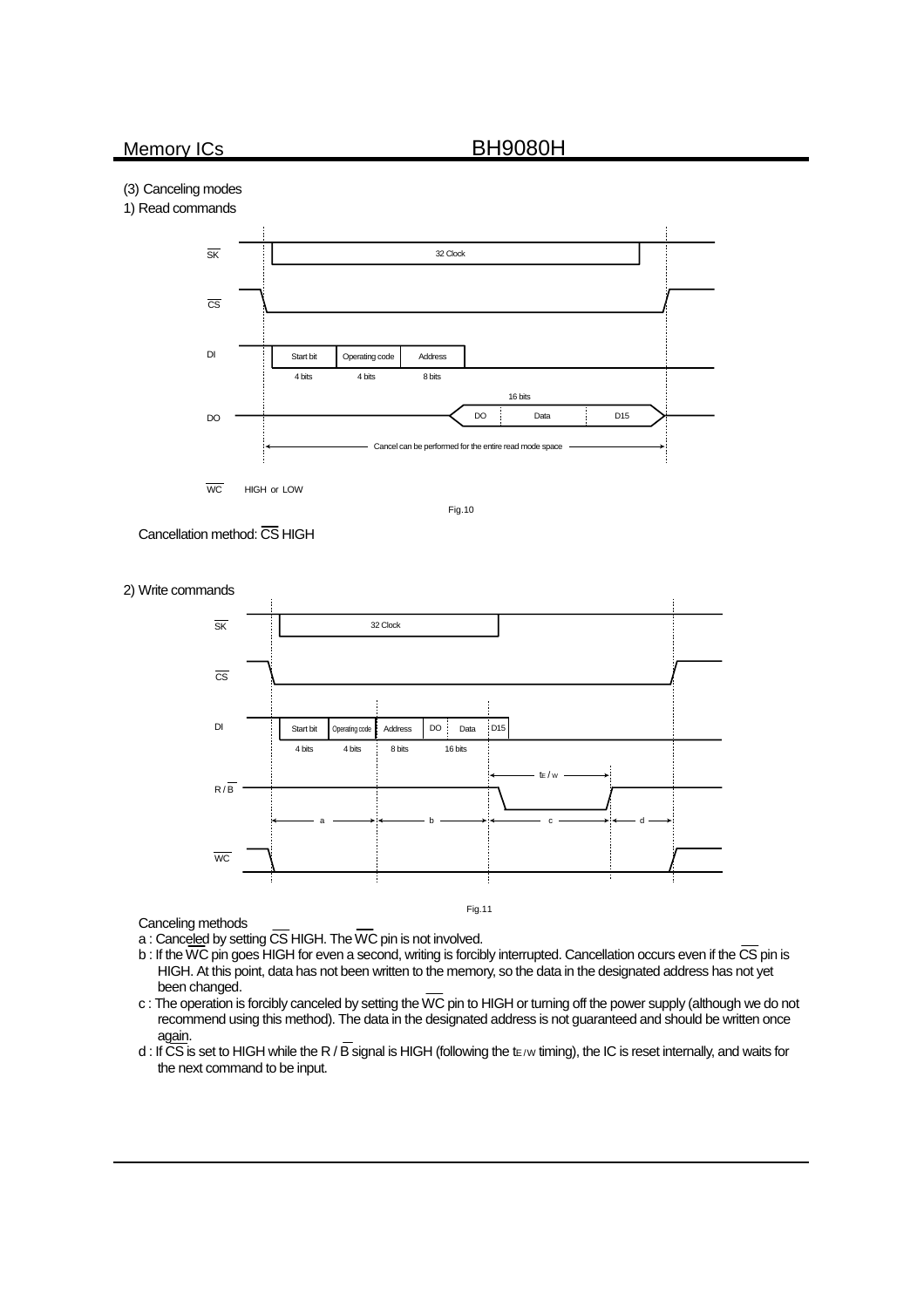(3) Canceling modes

1) Read commands

Fig.10

Cancellation method: $\overline{CS}$ HIGH

2) Write commands

Fig.11

Canceling methods

a : Canceled by setting $\overline{CS}$ HIGH. The $\overline{WC}$ pin is not involved.

b : If the $\overline{WC}$ pin goes HIGH for even a second, writing is forcibly interrupted. Cancellation occurs even if the $\overline{CS}$ pin is HIGH. At this point, data has not been written to the memory, so the data in the designated address has not yet been changed.

c : The operation is forcibly canceled by setting the $\overline{WC}$ pin to HIGH or turning off the power supply (although we do not recommend using this method). The data in the designated address is not guaranteed and should be written once again.

d : If $\overline{CS}$ is set to HIGH while the R / $\overline{B}$ signal is HIGH (following the $t_{E/W}$ timing), the IC is reset internally, and waits for the next command to be input.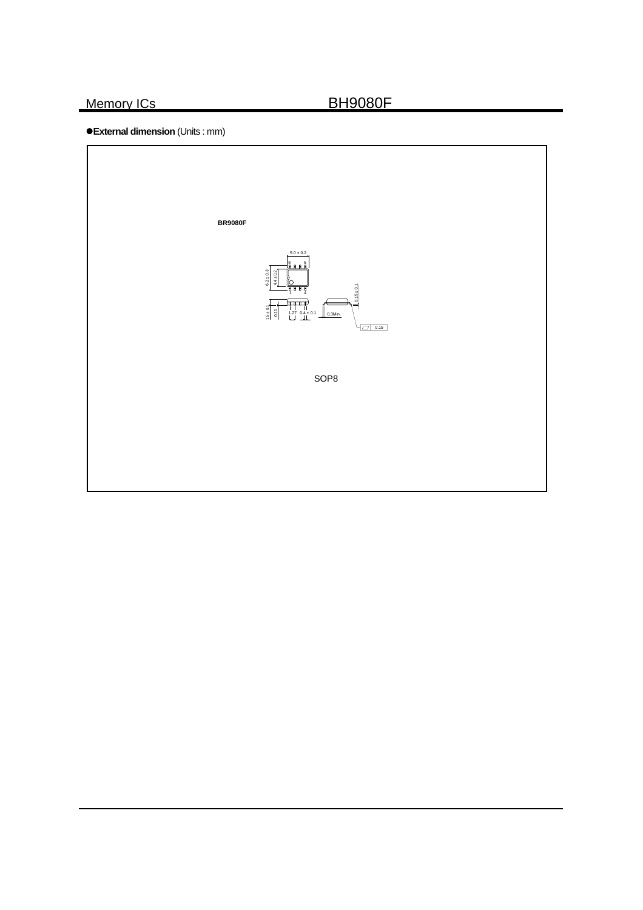- **External dimension** (Units : mm)

**BR9080F**

5.0 ± 0.2

8 5

6.2 ± 0.3

4.4 ± 0.2

1 4

0.15 ± 0.1

1.5 ± 0.1

0.11

1.27 0.4 ± 0.1

0.3Min.

0.15

SOP8